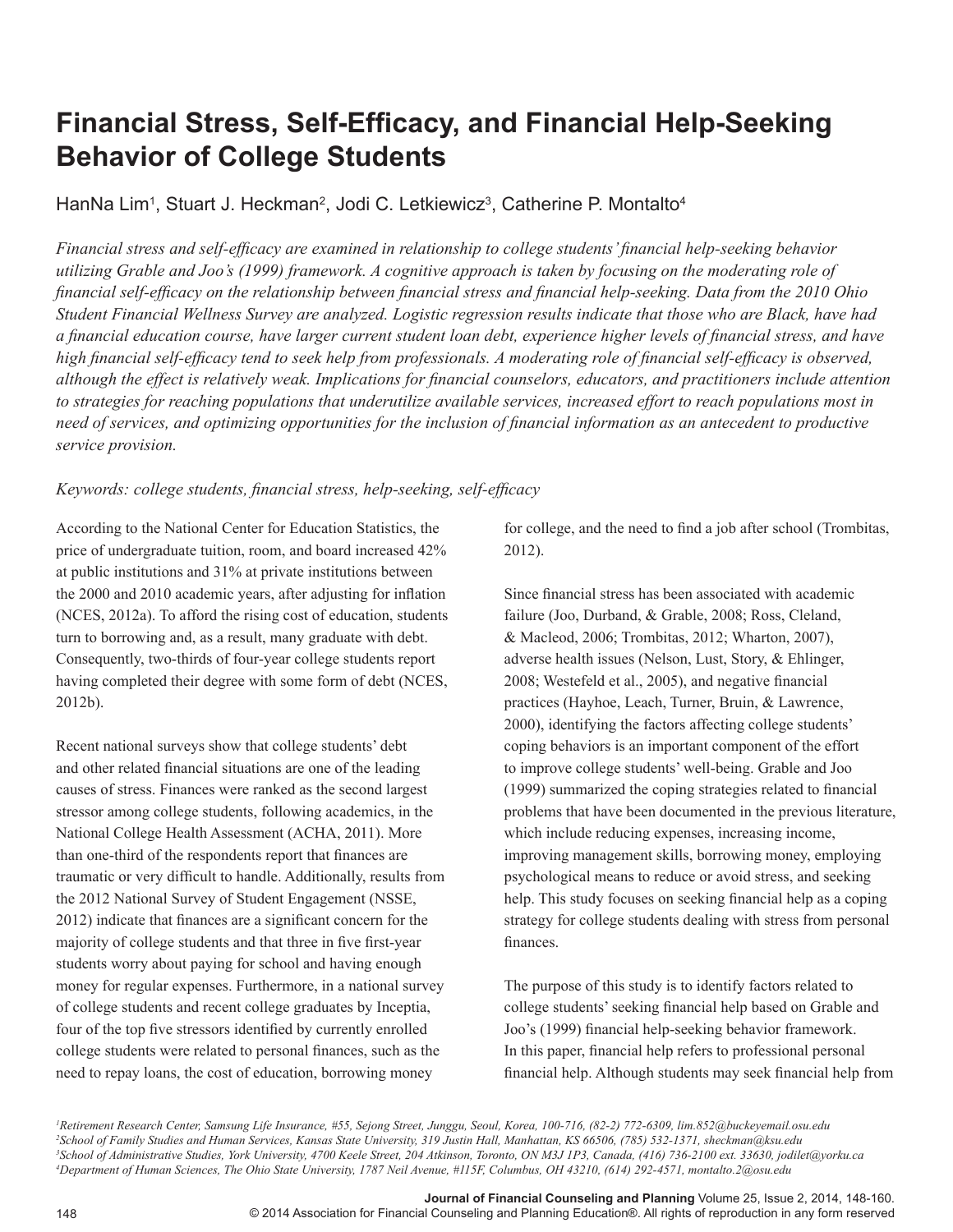# Financial Stress, Self-Efficacy, and Financial Help-Seeking Behavior of College Students

HanNa Lim[1], Stuart J. Heckman[2], Jodi C. Letkiewicz[3], Catherine P. Montalto[4]

*Financial stress and self-efficacy are examined in relationship to college students' financial help-seeking behavior utilizing Grable and Joo's (1999) framework. A cognitive approach is taken by focusing on the moderating role of financial self-efficacy on the relationship between financial stress and financial help-seeking. Data from the 2010 Ohio Student Financial Wellness Survey are analyzed. Logistic regression results indicate that those who are Black, have had a financial education course, have larger current student loan debt, experience higher levels of financial stress, and have high financial self-efficacy tend to seek help from professionals. A moderating role of financial self-efficacy is observed, although the effect is relatively weak. Implications for financial counselors, educators, and practitioners include attention to strategies for reaching populations that underutilize available services, increased effort to reach populations most in need of services, and optimizing opportunities for the inclusion of financial information as an antecedent to productive service provision.*

*Keywords: college students, financial stress, help-seeking, self-efficacy*

According to the National Center for Education Statistics, the price of undergraduate tuition, room, and board increased 42% at public institutions and 31% at private institutions between the 2000 and 2010 academic years, after adjusting for inflation (NCES, 2012a). To afford the rising cost of education, students turn to borrowing and, as a result, many graduate with debt. Consequently, two-thirds of four-year college students report having completed their degree with some form of debt (NCES, 2012b).

Recent national surveys show that college students' debt and other related financial situations are one of the leading causes of stress. Finances were ranked as the second largest stressor among college students, following academics, in the National College Health Assessment (ACHA, 2011). More than one-third of the respondents report that finances are traumatic or very difficult to handle. Additionally, results from the 2012 National Survey of Student Engagement (NSSE, 2012) indicate that finances are a significant concern for the majority of college students and that three in five first-year students worry about paying for school and having enough money for regular expenses. Furthermore, in a national survey of college students and recent college graduates by Inceptia, four of the top five stressors identified by currently enrolled college students were related to personal finances, such as the need to repay loans, the cost of education, borrowing money for college, and the need to find a job after school (Trombitas, 2012).

Since financial stress has been associated with academic failure (Joo, Durband, & Grable, 2008; Ross, Cleland, & Macleod, 2006; Trombitas, 2012; Wharton, 2007), adverse health issues (Nelson, Lust, Story, & Ehlinger, 2008; Westefeld et al., 2005), and negative financial practices (Hayhoe, Leach, Turner, Bruin, & Lawrence, 2000), identifying the factors affecting college students' coping behaviors is an important component of the effort to improve college students' well-being. Grable and Joo (1999) summarized the coping strategies related to financial problems that have been documented in the previous literature, which include reducing expenses, increasing income, improving management skills, borrowing money, employing psychological means to reduce or avoid stress, and seeking help. This study focuses on seeking financial help as a coping strategy for college students dealing with stress from personal finances.

The purpose of this study is to identify factors related to college students' seeking financial help based on Grable and Joo's (1999) financial help-seeking behavior framework. In this paper, financial help refers to professional personal financial help. Although students may seek financial help from

[1]*Retirement Research Center, Samsung Life Insurance, #55, Sejong Street, Junggu, Seoul, Korea, 100-716, (82-2) 772-6309, lim.852@buckeyemail.osu.edu*
[2]*School of Family Studies and Human Services, Kansas State University, 319 Justin Hall, Manhattan, KS 66506, (785) 532-1371, sheckman@ksu.edu*
[3]*School of Administrative Studies, York University, 4700 Keele Street, 204 Atkinson, Toronto, ON M3J 1P3, Canada, (416) 736-2100 ext. 33630, jodilet@yorku.ca*
[4]*Department of Human Sciences, The Ohio State University, 1787 Neil Avenue, #115F, Columbus, OH 43210, (614) 292-4571, montalto.2@osu.edu*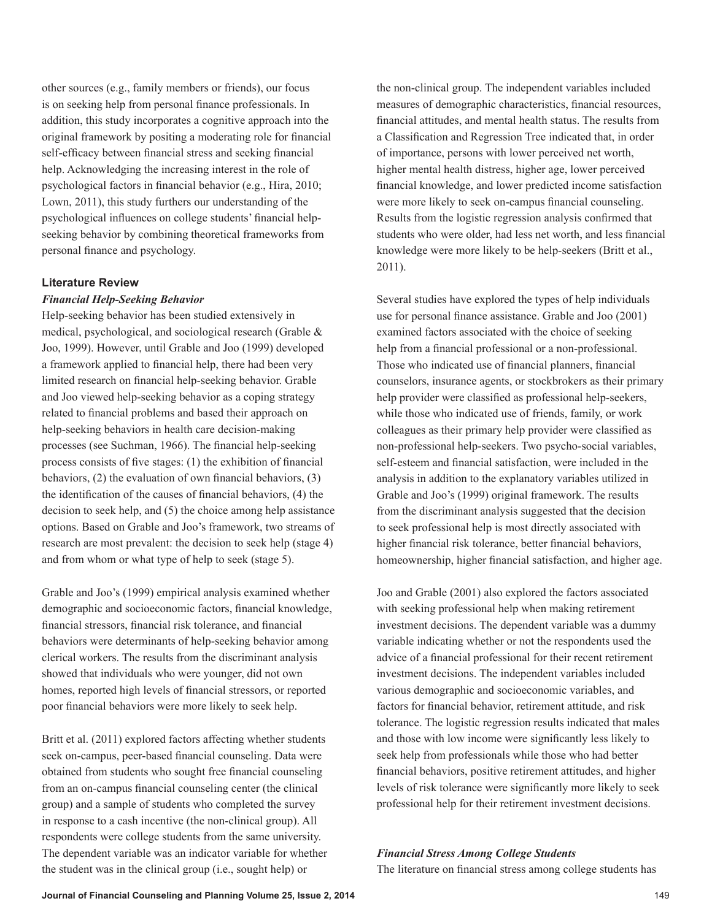other sources (e.g., family members or friends), our focus is on seeking help from personal finance professionals. In addition, this study incorporates a cognitive approach into the original framework by positing a moderating role for financial self-efficacy between financial stress and seeking financial help. Acknowledging the increasing interest in the role of psychological factors in financial behavior (e.g., Hira, 2010; Lown, 2011), this study furthers our understanding of the psychological influences on college students' financial help-seeking behavior by combining theoretical frameworks from personal finance and psychology.

## Literature Review

### *Financial Help-Seeking Behavior*

Help-seeking behavior has been studied extensively in medical, psychological, and sociological research (Grable & Joo, 1999). However, until Grable and Joo (1999) developed a framework applied to financial help, there had been very limited research on financial help-seeking behavior. Grable and Joo viewed help-seeking behavior as a coping strategy related to financial problems and based their approach on help-seeking behaviors in health care decision-making processes (see Suchman, 1966). The financial help-seeking process consists of five stages: (1) the exhibition of financial behaviors, (2) the evaluation of own financial behaviors, (3) the identification of the causes of financial behaviors, (4) the decision to seek help, and (5) the choice among help assistance options. Based on Grable and Joo's framework, two streams of research are most prevalent: the decision to seek help (stage 4) and from whom or what type of help to seek (stage 5).

Grable and Joo's (1999) empirical analysis examined whether demographic and socioeconomic factors, financial knowledge, financial stressors, financial risk tolerance, and financial behaviors were determinants of help-seeking behavior among clerical workers. The results from the discriminant analysis showed that individuals who were younger, did not own homes, reported high levels of financial stressors, or reported poor financial behaviors were more likely to seek help.

Britt et al. (2011) explored factors affecting whether students seek on-campus, peer-based financial counseling. Data were obtained from students who sought free financial counseling from an on-campus financial counseling center (the clinical group) and a sample of students who completed the survey in response to a cash incentive (the non-clinical group). All respondents were college students from the same university. The dependent variable was an indicator variable for whether the student was in the clinical group (i.e., sought help) or the non-clinical group. The independent variables included measures of demographic characteristics, financial resources, financial attitudes, and mental health status. The results from a Classification and Regression Tree indicated that, in order of importance, persons with lower perceived net worth, higher mental health distress, higher age, lower perceived financial knowledge, and lower predicted income satisfaction were more likely to seek on-campus financial counseling. Results from the logistic regression analysis confirmed that students who were older, had less net worth, and less financial knowledge were more likely to be help-seekers (Britt et al., 2011).

Several studies have explored the types of help individuals use for personal finance assistance. Grable and Joo (2001) examined factors associated with the choice of seeking help from a financial professional or a non-professional. Those who indicated use of financial planners, financial counselors, insurance agents, or stockbrokers as their primary help provider were classified as professional help-seekers, while those who indicated use of friends, family, or work colleagues as their primary help provider were classified as non-professional help-seekers. Two psycho-social variables, self-esteem and financial satisfaction, were included in the analysis in addition to the explanatory variables utilized in Grable and Joo's (1999) original framework. The results from the discriminant analysis suggested that the decision to seek professional help is most directly associated with higher financial risk tolerance, better financial behaviors, homeownership, higher financial satisfaction, and higher age.

Joo and Grable (2001) also explored the factors associated with seeking professional help when making retirement investment decisions. The dependent variable was a dummy variable indicating whether or not the respondents used the advice of a financial professional for their recent retirement investment decisions. The independent variables included various demographic and socioeconomic variables, and factors for financial behavior, retirement attitude, and risk tolerance. The logistic regression results indicated that males and those with low income were significantly less likely to seek help from professionals while those who had better financial behaviors, positive retirement attitudes, and higher levels of risk tolerance were significantly more likely to seek professional help for their retirement investment decisions.

### *Financial Stress Among College Students*

The literature on financial stress among college students has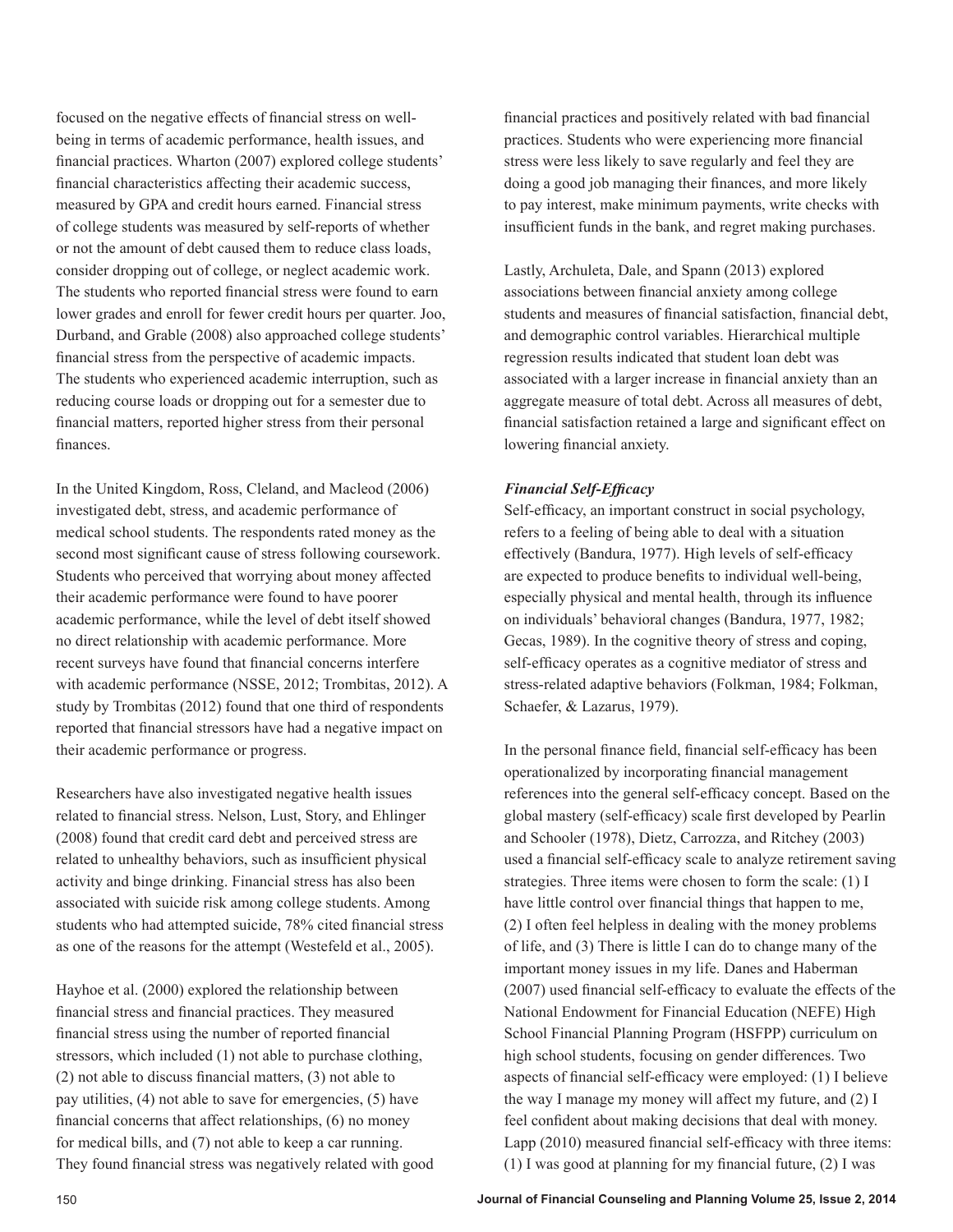focused on the negative effects of financial stress on well-being in terms of academic performance, health issues, and financial practices. Wharton (2007) explored college students' financial characteristics affecting their academic success, measured by GPA and credit hours earned. Financial stress of college students was measured by self-reports of whether or not the amount of debt caused them to reduce class loads, consider dropping out of college, or neglect academic work. The students who reported financial stress were found to earn lower grades and enroll for fewer credit hours per quarter. Joo, Durband, and Grable (2008) also approached college students' financial stress from the perspective of academic impacts. The students who experienced academic interruption, such as reducing course loads or dropping out for a semester due to financial matters, reported higher stress from their personal finances.

In the United Kingdom, Ross, Cleland, and Macleod (2006) investigated debt, stress, and academic performance of medical school students. The respondents rated money as the second most significant cause of stress following coursework. Students who perceived that worrying about money affected their academic performance were found to have poorer academic performance, while the level of debt itself showed no direct relationship with academic performance. More recent surveys have found that financial concerns interfere with academic performance (NSSE, 2012; Trombitas, 2012). A study by Trombitas (2012) found that one third of respondents reported that financial stressors have had a negative impact on their academic performance or progress.

Researchers have also investigated negative health issues related to financial stress. Nelson, Lust, Story, and Ehlinger (2008) found that credit card debt and perceived stress are related to unhealthy behaviors, such as insufficient physical activity and binge drinking. Financial stress has also been associated with suicide risk among college students. Among students who had attempted suicide, 78% cited financial stress as one of the reasons for the attempt (Westefeld et al., 2005).

Hayhoe et al. (2000) explored the relationship between financial stress and financial practices. They measured financial stress using the number of reported financial stressors, which included (1) not able to purchase clothing, (2) not able to discuss financial matters, (3) not able to pay utilities, (4) not able to save for emergencies, (5) have financial concerns that affect relationships, (6) no money for medical bills, and (7) not able to keep a car running. They found financial stress was negatively related with good financial practices and positively related with bad financial practices. Students who were experiencing more financial stress were less likely to save regularly and feel they are doing a good job managing their finances, and more likely to pay interest, make minimum payments, write checks with insufficient funds in the bank, and regret making purchases.

Lastly, Archuleta, Dale, and Spann (2013) explored associations between financial anxiety among college students and measures of financial satisfaction, financial debt, and demographic control variables. Hierarchical multiple regression results indicated that student loan debt was associated with a larger increase in financial anxiety than an aggregate measure of total debt. Across all measures of debt, financial satisfaction retained a large and significant effect on lowering financial anxiety.

***Financial Self-Efficacy***

Self-efficacy, an important construct in social psychology, refers to a feeling of being able to deal with a situation effectively (Bandura, 1977). High levels of self-efficacy are expected to produce benefits to individual well-being, especially physical and mental health, through its influence on individuals' behavioral changes (Bandura, 1977, 1982; Gecas, 1989). In the cognitive theory of stress and coping, self-efficacy operates as a cognitive mediator of stress and stress-related adaptive behaviors (Folkman, 1984; Folkman, Schaefer, & Lazarus, 1979).

In the personal finance field, financial self-efficacy has been operationalized by incorporating financial management references into the general self-efficacy concept. Based on the global mastery (self-efficacy) scale first developed by Pearlin and Schooler (1978), Dietz, Carrozza, and Ritchey (2003) used a financial self-efficacy scale to analyze retirement saving strategies. Three items were chosen to form the scale: (1) I have little control over financial things that happen to me, (2) I often feel helpless in dealing with the money problems of life, and (3) There is little I can do to change many of the important money issues in my life. Danes and Haberman (2007) used financial self-efficacy to evaluate the effects of the National Endowment for Financial Education (NEFE) High School Financial Planning Program (HSFPP) curriculum on high school students, focusing on gender differences. Two aspects of financial self-efficacy were employed: (1) I believe the way I manage my money will affect my future, and (2) I feel confident about making decisions that deal with money. Lapp (2010) measured financial self-efficacy with three items: (1) I was good at planning for my financial future, (2) I was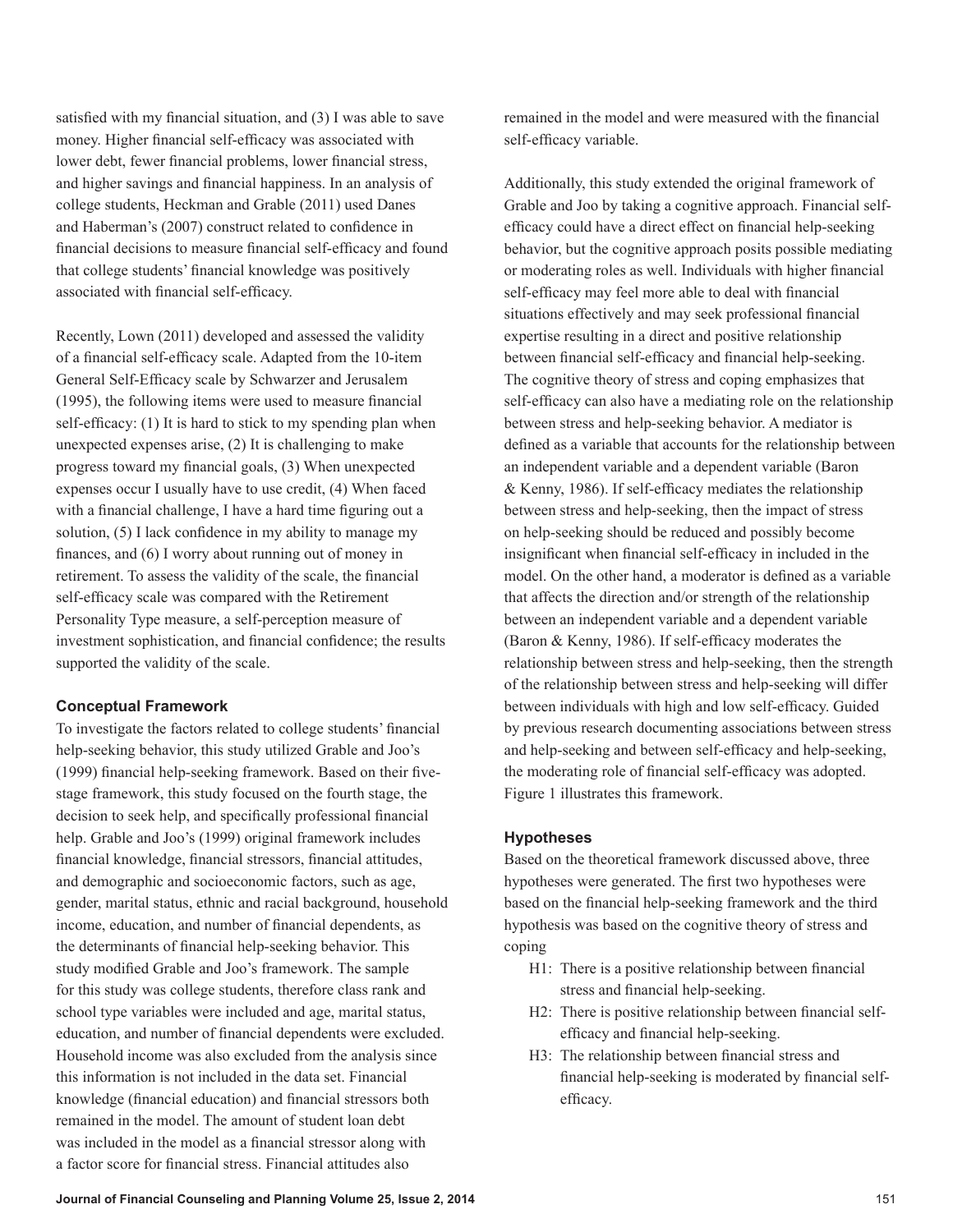satisfied with my financial situation, and (3) I was able to save money. Higher financial self-efficacy was associated with lower debt, fewer financial problems, lower financial stress, and higher savings and financial happiness. In an analysis of college students, Heckman and Grable (2011) used Danes and Haberman's (2007) construct related to confidence in financial decisions to measure financial self-efficacy and found that college students' financial knowledge was positively associated with financial self-efficacy.

Recently, Lown (2011) developed and assessed the validity of a financial self-efficacy scale. Adapted from the 10-item General Self-Efficacy scale by Schwarzer and Jerusalem (1995), the following items were used to measure financial self-efficacy: (1) It is hard to stick to my spending plan when unexpected expenses arise, (2) It is challenging to make progress toward my financial goals, (3) When unexpected expenses occur I usually have to use credit, (4) When faced with a financial challenge, I have a hard time figuring out a solution, (5) I lack confidence in my ability to manage my finances, and (6) I worry about running out of money in retirement. To assess the validity of the scale, the financial self-efficacy scale was compared with the Retirement Personality Type measure, a self-perception measure of investment sophistication, and financial confidence; the results supported the validity of the scale.

### Conceptual Framework

To investigate the factors related to college students' financial help-seeking behavior, this study utilized Grable and Joo's (1999) financial help-seeking framework. Based on their five-stage framework, this study focused on the fourth stage, the decision to seek help, and specifically professional financial help. Grable and Joo's (1999) original framework includes financial knowledge, financial stressors, financial attitudes, and demographic and socioeconomic factors, such as age, gender, marital status, ethnic and racial background, household income, education, and number of financial dependents, as the determinants of financial help-seeking behavior. This study modified Grable and Joo's framework. The sample for this study was college students, therefore class rank and school type variables were included and age, marital status, education, and number of financial dependents were excluded. Household income was also excluded from the analysis since this information is not included in the data set. Financial knowledge (financial education) and financial stressors both remained in the model. The amount of student loan debt was included in the model as a financial stressor along with a factor score for financial stress. Financial attitudes also remained in the model and were measured with the financial self-efficacy variable.

Additionally, this study extended the original framework of Grable and Joo by taking a cognitive approach. Financial self-efficacy could have a direct effect on financial help-seeking behavior, but the cognitive approach posits possible mediating or moderating roles as well. Individuals with higher financial self-efficacy may feel more able to deal with financial situations effectively and may seek professional financial expertise resulting in a direct and positive relationship between financial self-efficacy and financial help-seeking. The cognitive theory of stress and coping emphasizes that self-efficacy can also have a mediating role on the relationship between stress and help-seeking behavior. A mediator is defined as a variable that accounts for the relationship between an independent variable and a dependent variable (Baron & Kenny, 1986). If self-efficacy mediates the relationship between stress and help-seeking, then the impact of stress on help-seeking should be reduced and possibly become insignificant when financial self-efficacy in included in the model. On the other hand, a moderator is defined as a variable that affects the direction and/or strength of the relationship between an independent variable and a dependent variable (Baron & Kenny, 1986). If self-efficacy moderates the relationship between stress and help-seeking, then the strength of the relationship between stress and help-seeking will differ between individuals with high and low self-efficacy. Guided by previous research documenting associations between stress and help-seeking and between self-efficacy and help-seeking, the moderating role of financial self-efficacy was adopted. Figure 1 illustrates this framework.

### Hypotheses

Based on the theoretical framework discussed above, three hypotheses were generated. The first two hypotheses were based on the financial help-seeking framework and the third hypothesis was based on the cognitive theory of stress and coping

- H1: There is a positive relationship between financial stress and financial help-seeking.
- H2: There is positive relationship between financial self-efficacy and financial help-seeking.
- H3: The relationship between financial stress and financial help-seeking is moderated by financial self-efficacy.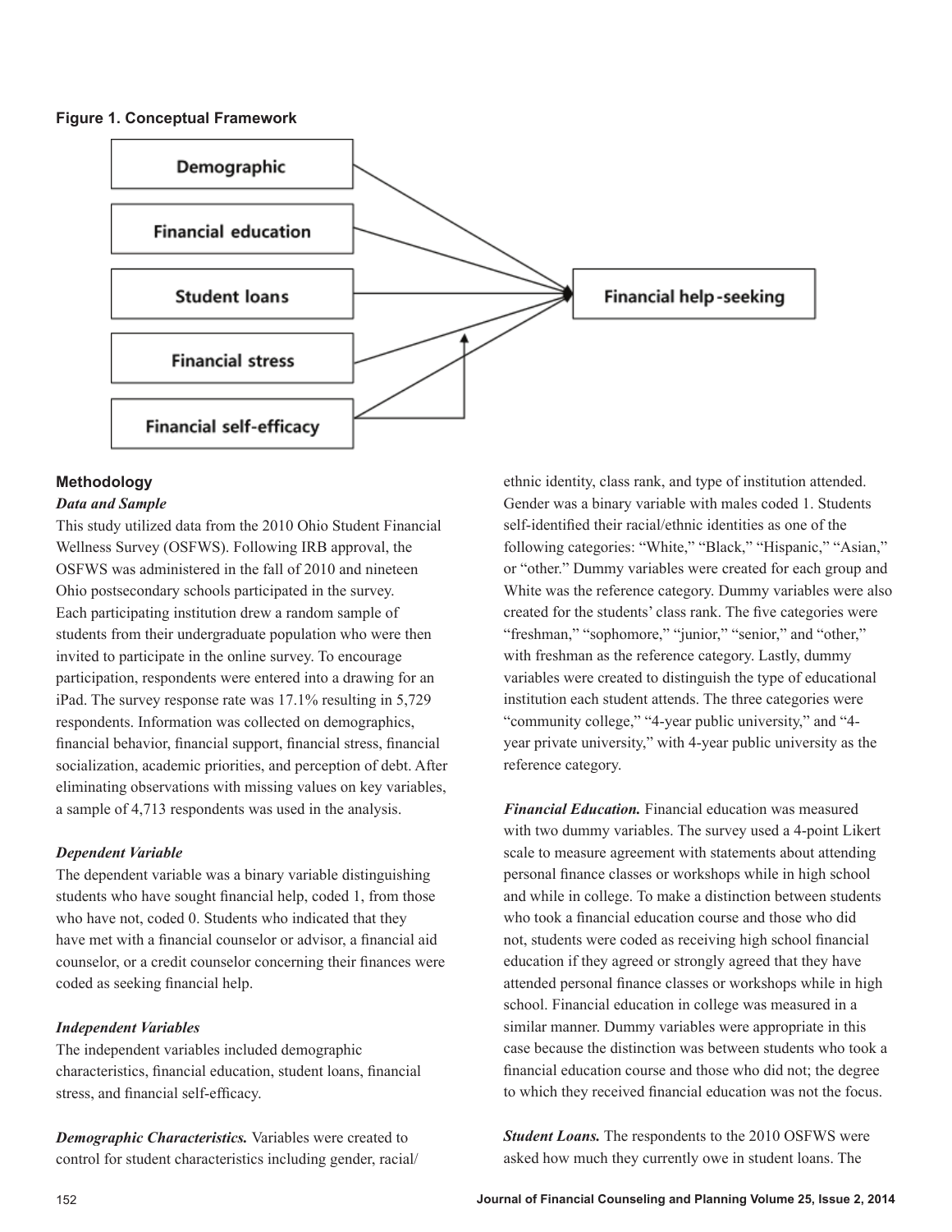**Figure 1. Conceptual Framework**

## Methodology

### *Data and Sample*

This study utilized data from the 2010 Ohio Student Financial Wellness Survey (OSFWS). Following IRB approval, the OSFWS was administered in the fall of 2010 and nineteen Ohio postsecondary schools participated in the survey. Each participating institution drew a random sample of students from their undergraduate population who were then invited to participate in the online survey. To encourage participation, respondents were entered into a drawing for an iPad. The survey response rate was 17.1% resulting in 5,729 respondents. Information was collected on demographics, financial behavior, financial support, financial stress, financial socialization, academic priorities, and perception of debt. After eliminating observations with missing values on key variables, a sample of 4,713 respondents was used in the analysis.

### *Dependent Variable*

The dependent variable was a binary variable distinguishing students who have sought financial help, coded 1, from those who have not, coded 0. Students who indicated that they have met with a financial counselor or advisor, a financial aid counselor, or a credit counselor concerning their finances were coded as seeking financial help.

### *Independent Variables*

The independent variables included demographic characteristics, financial education, student loans, financial stress, and financial self-efficacy.

***Demographic Characteristics.*** Variables were created to control for student characteristics including gender, racial/ethnic identity, class rank, and type of institution attended. Gender was a binary variable with males coded 1. Students self-identified their racial/ethnic identities as one of the following categories: "White," "Black," "Hispanic," "Asian," or "other." Dummy variables were created for each group and White was the reference category. Dummy variables were also created for the students' class rank. The five categories were "freshman," "sophomore," "junior," "senior," and "other," with freshman as the reference category. Lastly, dummy variables were created to distinguish the type of educational institution each student attends. The three categories were "community college," "4-year public university," and "4-year private university," with 4-year public university as the reference category.

***Financial Education.*** Financial education was measured with two dummy variables. The survey used a 4-point Likert scale to measure agreement with statements about attending personal finance classes or workshops while in high school and while in college. To make a distinction between students who took a financial education course and those who did not, students were coded as receiving high school financial education if they agreed or strongly agreed that they have attended personal finance classes or workshops while in high school. Financial education in college was measured in a similar manner. Dummy variables were appropriate in this case because the distinction was between students who took a financial education course and those who did not; the degree to which they received financial education was not the focus.

***Student Loans.*** The respondents to the 2010 OSFWS were asked how much they currently owe in student loans. The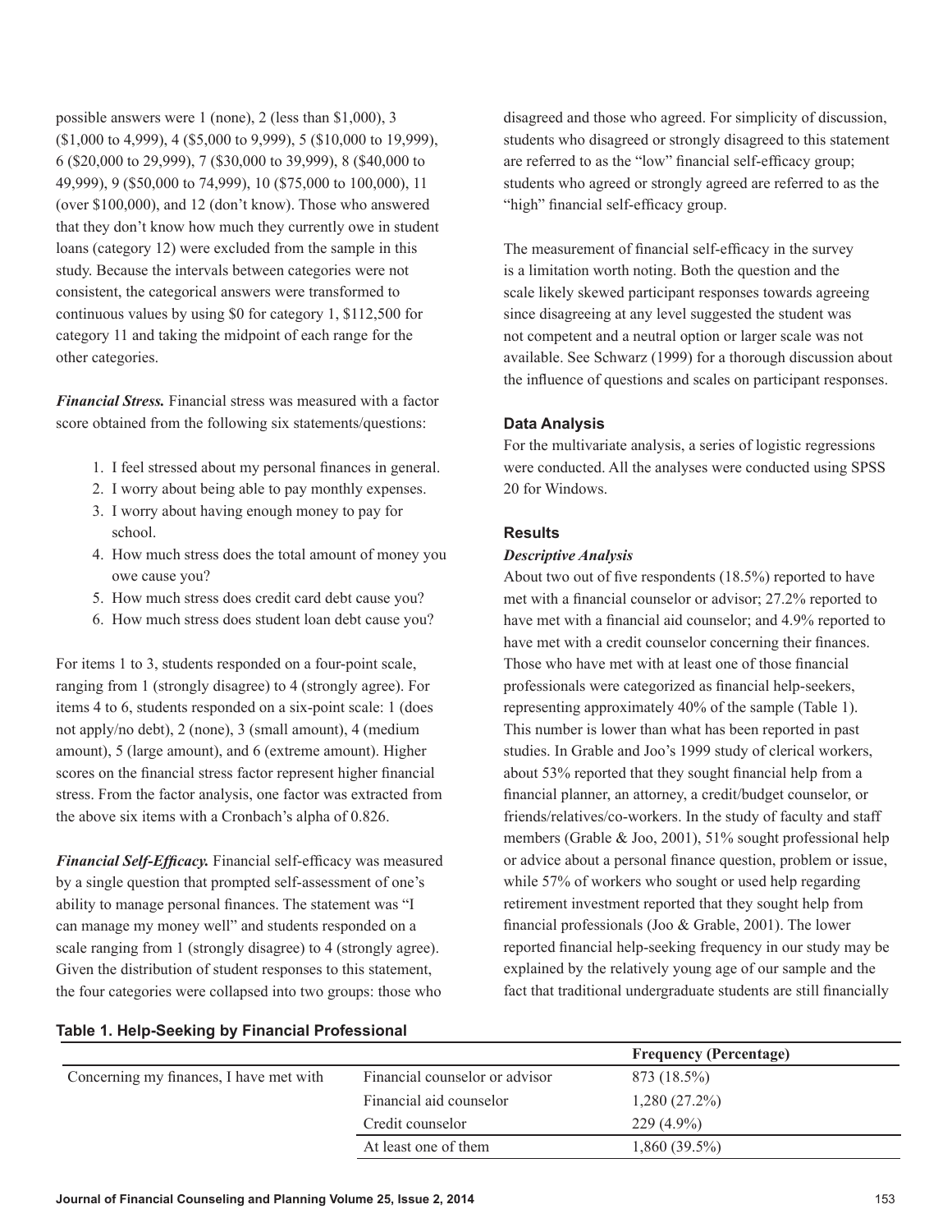possible answers were 1 (none), 2 (less than $1,000), 3 ($1,000 to 4,999), 4 ($5,000 to 9,999), 5 ($10,000 to 19,999), 6 ($20,000 to 29,999), 7 ($30,000 to 39,999), 8 ($40,000 to 49,999), 9 ($50,000 to 74,999), 10 ($75,000 to 100,000), 11 (over $100,000), and 12 (don't know). Those who answered that they don't know how much they currently owe in student loans (category 12) were excluded from the sample in this study. Because the intervals between categories were not consistent, the categorical answers were transformed to continuous values by using $0 for category 1, $112,500 for category 11 and taking the midpoint of each range for the other categories.

***Financial Stress.*** Financial stress was measured with a factor score obtained from the following six statements/questions:

1. I feel stressed about my personal finances in general.
2. I worry about being able to pay monthly expenses.
3. I worry about having enough money to pay for school.
4. How much stress does the total amount of money you owe cause you?
5. How much stress does credit card debt cause you?
6. How much stress does student loan debt cause you?

For items 1 to 3, students responded on a four-point scale, ranging from 1 (strongly disagree) to 4 (strongly agree). For items 4 to 6, students responded on a six-point scale: 1 (does not apply/no debt), 2 (none), 3 (small amount), 4 (medium amount), 5 (large amount), and 6 (extreme amount). Higher scores on the financial stress factor represent higher financial stress. From the factor analysis, one factor was extracted from the above six items with a Cronbach's alpha of 0.826.

***Financial Self-Efficacy.*** Financial self-efficacy was measured by a single question that prompted self-assessment of one's ability to manage personal finances. The statement was "I can manage my money well" and students responded on a scale ranging from 1 (strongly disagree) to 4 (strongly agree). Given the distribution of student responses to this statement, the four categories were collapsed into two groups: those who disagreed and those who agreed. For simplicity of discussion, students who disagreed or strongly disagreed to this statement are referred to as the "low" financial self-efficacy group; students who agreed or strongly agreed are referred to as the "high" financial self-efficacy group.

The measurement of financial self-efficacy in the survey is a limitation worth noting. Both the question and the scale likely skewed participant responses towards agreeing since disagreeing at any level suggested the student was not competent and a neutral option or larger scale was not available. See Schwarz (1999) for a thorough discussion about the influence of questions and scales on participant responses.

### Data Analysis

For the multivariate analysis, a series of logistic regressions were conducted. All the analyses were conducted using SPSS 20 for Windows.

### Results

#### *Descriptive Analysis*

About two out of five respondents (18.5%) reported to have met with a financial counselor or advisor; 27.2% reported to have met with a financial aid counselor; and 4.9% reported to have met with a credit counselor concerning their finances. Those who have met with at least one of those financial professionals were categorized as financial help-seekers, representing approximately 40% of the sample (Table 1). This number is lower than what has been reported in past studies. In Grable and Joo's 1999 study of clerical workers, about 53% reported that they sought financial help from a financial planner, an attorney, a credit/budget counselor, or friends/relatives/co-workers. In the study of faculty and staff members (Grable & Joo, 2001), 51% sought professional help or advice about a personal finance question, problem or issue, while 57% of workers who sought or used help regarding retirement investment reported that they sought help from financial professionals (Joo & Grable, 2001). The lower reported financial help-seeking frequency in our study may be explained by the relatively young age of our sample and the fact that traditional undergraduate students are still financially

**Table 1. Help-Seeking by Financial Professional**

| | | **Frequency (Percentage)** |
|---|---|---|
| Concerning my finances, I have met with | Financial counselor or advisor | 873 (18.5%) |
| | Financial aid counselor | 1,280 (27.2%) |
| | Credit counselor | 229 (4.9%) |
| | At least one of them | 1,860 (39.5%) |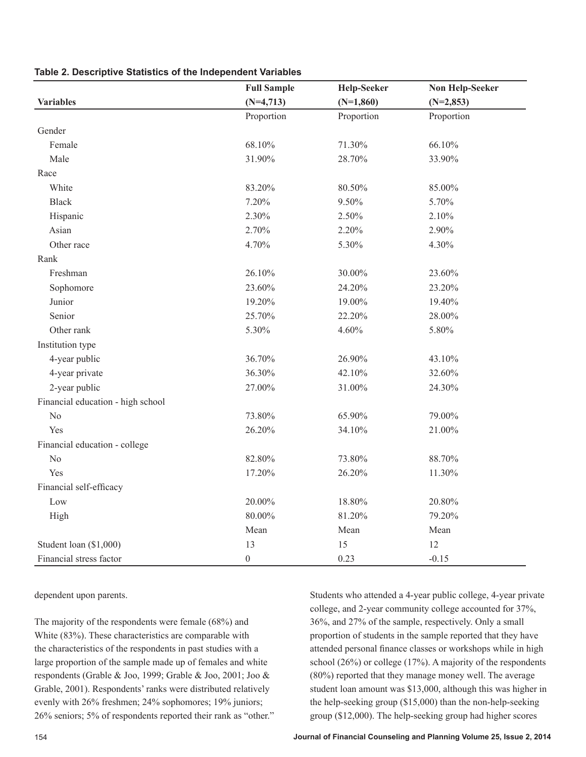**Table 2. Descriptive Statistics of the Independent Variables**

| Variables | Full Sample (N=4,713) | Help-Seeker (N=1,860) | Non Help-Seeker (N=2,853) |
|---|---|---|---|
| | Proportion | Proportion | Proportion |
| Gender | | | |
| Female | 68.10% | 71.30% | 66.10% |
| Male | 31.90% | 28.70% | 33.90% |
| Race | | | |
| White | 83.20% | 80.50% | 85.00% |
| Black | 7.20% | 9.50% | 5.70% |
| Hispanic | 2.30% | 2.50% | 2.10% |
| Asian | 2.70% | 2.20% | 2.90% |
| Other race | 4.70% | 5.30% | 4.30% |
| Rank | | | |
| Freshman | 26.10% | 30.00% | 23.60% |
| Sophomore | 23.60% | 24.20% | 23.20% |
| Junior | 19.20% | 19.00% | 19.40% |
| Senior | 25.70% | 22.20% | 28.00% |
| Other rank | 5.30% | 4.60% | 5.80% |
| Institution type | | | |
| 4-year public | 36.70% | 26.90% | 43.10% |
| 4-year private | 36.30% | 42.10% | 32.60% |
| 2-year public | 27.00% | 31.00% | 24.30% |
| Financial education - high school | | | |
| No | 73.80% | 65.90% | 79.00% |
| Yes | 26.20% | 34.10% | 21.00% |
| Financial education - college | | | |
| No | 82.80% | 73.80% | 88.70% |
| Yes | 17.20% | 26.20% | 11.30% |
| Financial self-efficacy | | | |
| Low | 20.00% | 18.80% | 20.80% |
| High | 80.00% | 81.20% | 79.20% |
| | Mean | Mean | Mean |
| Student loan ($1,000) | 13 | 15 | 12 |
| Financial stress factor | 0 | 0.23 | -0.15 |

dependent upon parents.

The majority of the respondents were female (68%) and White (83%). These characteristics are comparable with the characteristics of the respondents in past studies with a large proportion of the sample made up of females and white respondents (Grable & Joo, 1999; Grable & Joo, 2001; Joo & Grable, 2001). Respondents' ranks were distributed relatively evenly with 26% freshmen; 24% sophomores; 19% juniors; 26% seniors; 5% of respondents reported their rank as "other." Students who attended a 4-year public college, 4-year private college, and 2-year community college accounted for 37%, 36%, and 27% of the sample, respectively. Only a small proportion of students in the sample reported that they have attended personal finance classes or workshops while in high school (26%) or college (17%). A majority of the respondents (80%) reported that they manage money well. The average student loan amount was $13,000, although this was higher in the help-seeking group ($15,000) than the non-help-seeking group ($12,000). The help-seeking group had higher scores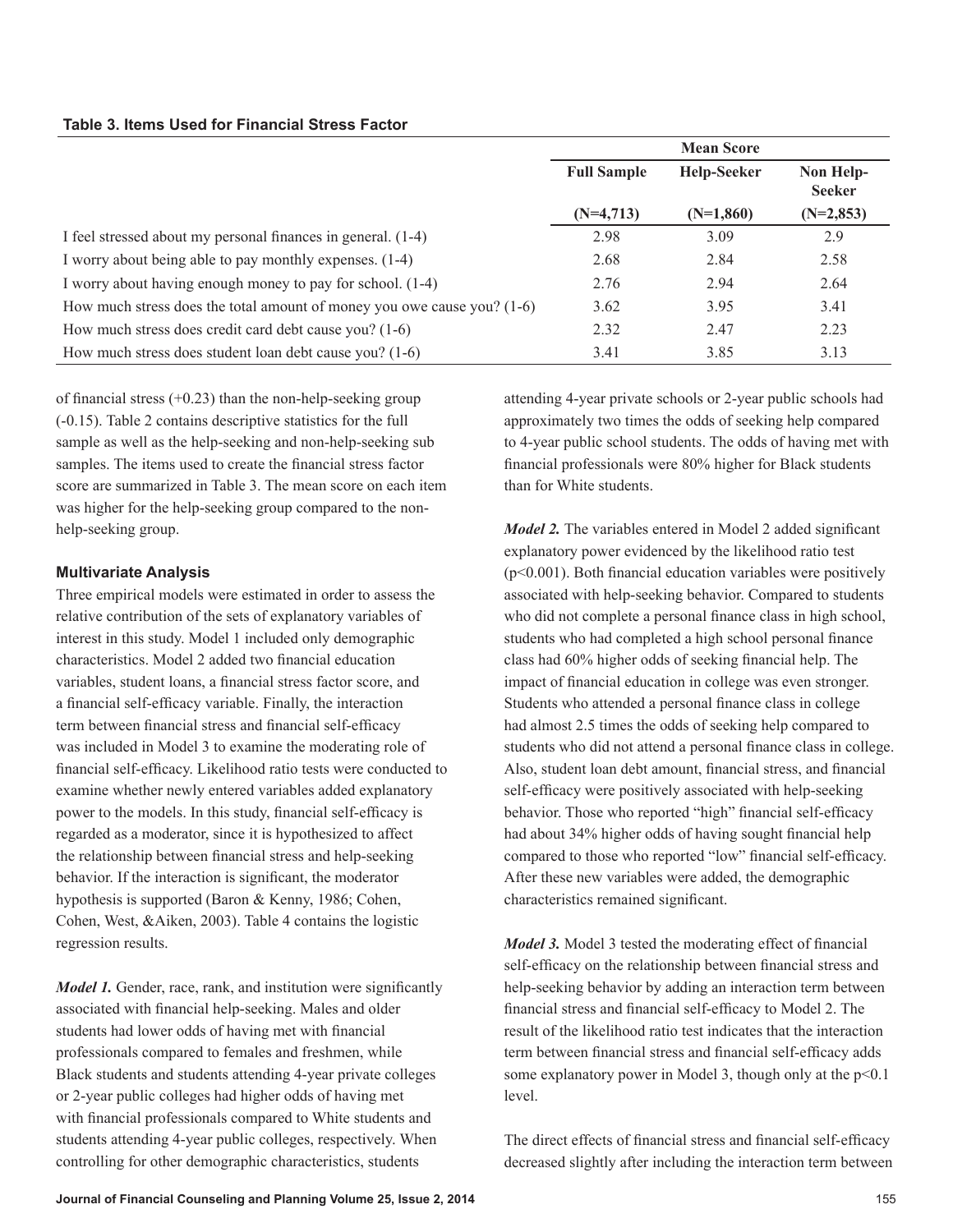**Table 3. Items Used for Financial Stress Factor**

| | Mean Score | | |
|---|---|---|---|
| | Full Sample | Help-Seeker | Non Help-Seeker |
| | (N=4,713) | (N=1,860) | (N=2,853) |
| I feel stressed about my personal finances in general. (1-4) | 2.98 | 3.09 | 2.9 |
| I worry about being able to pay monthly expenses. (1-4) | 2.68 | 2.84 | 2.58 |
| I worry about having enough money to pay for school. (1-4) | 2.76 | 2.94 | 2.64 |
| How much stress does the total amount of money you owe cause you? (1-6) | 3.62 | 3.95 | 3.41 |
| How much stress does credit card debt cause you? (1-6) | 2.32 | 2.47 | 2.23 |
| How much stress does student loan debt cause you? (1-6) | 3.41 | 3.85 | 3.13 |

of financial stress (+0.23) than the non-help-seeking group (-0.15). Table 2 contains descriptive statistics for the full sample as well as the help-seeking and non-help-seeking sub samples. The items used to create the financial stress factor score are summarized in Table 3. The mean score on each item was higher for the help-seeking group compared to the non-help-seeking group.

### Multivariate Analysis

Three empirical models were estimated in order to assess the relative contribution of the sets of explanatory variables of interest in this study. Model 1 included only demographic characteristics. Model 2 added two financial education variables, student loans, a financial stress factor score, and a financial self-efficacy variable. Finally, the interaction term between financial stress and financial self-efficacy was included in Model 3 to examine the moderating role of financial self-efficacy. Likelihood ratio tests were conducted to examine whether newly entered variables added explanatory power to the models. In this study, financial self-efficacy is regarded as a moderator, since it is hypothesized to affect the relationship between financial stress and help-seeking behavior. If the interaction is significant, the moderator hypothesis is supported (Baron & Kenny, 1986; Cohen, Cohen, West, &Aiken, 2003). Table 4 contains the logistic regression results.

***Model 1.*** Gender, race, rank, and institution were significantly associated with financial help-seeking. Males and older students had lower odds of having met with financial professionals compared to females and freshmen, while Black students and students attending 4-year private colleges or 2-year public colleges had higher odds of having met with financial professionals compared to White students and students attending 4-year public colleges, respectively. When controlling for other demographic characteristics, students attending 4-year private schools or 2-year public schools had approximately two times the odds of seeking help compared to 4-year public school students. The odds of having met with financial professionals were 80% higher for Black students than for White students.

***Model 2.*** The variables entered in Model 2 added significant explanatory power evidenced by the likelihood ratio test ($p<0.001$). Both financial education variables were positively associated with help-seeking behavior. Compared to students who did not complete a personal finance class in high school, students who had completed a high school personal finance class had 60% higher odds of seeking financial help. The impact of financial education in college was even stronger. Students who attended a personal finance class in college had almost 2.5 times the odds of seeking help compared to students who did not attend a personal finance class in college. Also, student loan debt amount, financial stress, and financial self-efficacy were positively associated with help-seeking behavior. Those who reported "high" financial self-efficacy had about 34% higher odds of having sought financial help compared to those who reported "low" financial self-efficacy. After these new variables were added, the demographic characteristics remained significant.

***Model 3.*** Model 3 tested the moderating effect of financial self-efficacy on the relationship between financial stress and help-seeking behavior by adding an interaction term between financial stress and financial self-efficacy to Model 2. The result of the likelihood ratio test indicates that the interaction term between financial stress and financial self-efficacy adds some explanatory power in Model 3, though only at the $p<0.1$ level.

The direct effects of financial stress and financial self-efficacy decreased slightly after including the interaction term between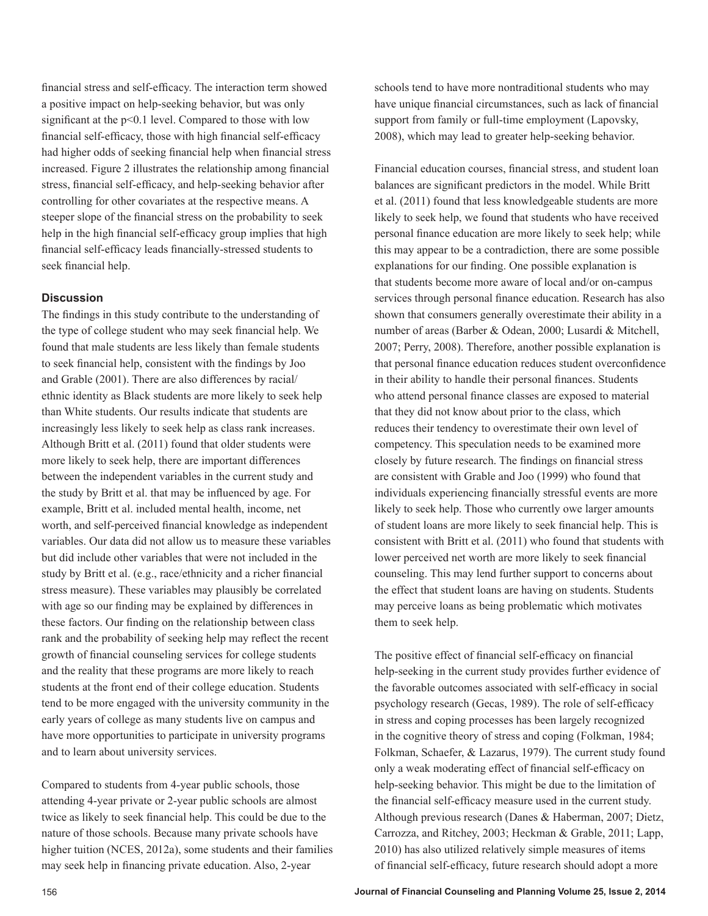financial stress and self-efficacy. The interaction term showed a positive impact on help-seeking behavior, but was only significant at the $p<0.1$ level. Compared to those with low financial self-efficacy, those with high financial self-efficacy had higher odds of seeking financial help when financial stress increased. Figure 2 illustrates the relationship among financial stress, financial self-efficacy, and help-seeking behavior after controlling for other covariates at the respective means. A steeper slope of the financial stress on the probability to seek help in the high financial self-efficacy group implies that high financial self-efficacy leads financially-stressed students to seek financial help.

### Discussion

The findings in this study contribute to the understanding of the type of college student who may seek financial help. We found that male students are less likely than female students to seek financial help, consistent with the findings by Joo and Grable (2001). There are also differences by racial/ethnic identity as Black students are more likely to seek help than White students. Our results indicate that students are increasingly less likely to seek help as class rank increases. Although Britt et al. (2011) found that older students were more likely to seek help, there are important differences between the independent variables in the current study and the study by Britt et al. that may be influenced by age. For example, Britt et al. included mental health, income, net worth, and self-perceived financial knowledge as independent variables. Our data did not allow us to measure these variables but did include other variables that were not included in the study by Britt et al. (e.g., race/ethnicity and a richer financial stress measure). These variables may plausibly be correlated with age so our finding may be explained by differences in these factors. Our finding on the relationship between class rank and the probability of seeking help may reflect the recent growth of financial counseling services for college students and the reality that these programs are more likely to reach students at the front end of their college education. Students tend to be more engaged with the university community in the early years of college as many students live on campus and have more opportunities to participate in university programs and to learn about university services.

Compared to students from 4-year public schools, those attending 4-year private or 2-year public schools are almost twice as likely to seek financial help. This could be due to the nature of those schools. Because many private schools have higher tuition (NCES, 2012a), some students and their families may seek help in financing private education. Also, 2-year schools tend to have more nontraditional students who may have unique financial circumstances, such as lack of financial support from family or full-time employment (Lapovsky, 2008), which may lead to greater help-seeking behavior.

Financial education courses, financial stress, and student loan balances are significant predictors in the model. While Britt et al. (2011) found that less knowledgeable students are more likely to seek help, we found that students who have received personal finance education are more likely to seek help; while this may appear to be a contradiction, there are some possible explanations for our finding. One possible explanation is that students become more aware of local and/or on-campus services through personal finance education. Research has also shown that consumers generally overestimate their ability in a number of areas (Barber & Odean, 2000; Lusardi & Mitchell, 2007; Perry, 2008). Therefore, another possible explanation is that personal finance education reduces student overconfidence in their ability to handle their personal finances. Students who attend personal finance classes are exposed to material that they did not know about prior to the class, which reduces their tendency to overestimate their own level of competency. This speculation needs to be examined more closely by future research. The findings on financial stress are consistent with Grable and Joo (1999) who found that individuals experiencing financially stressful events are more likely to seek help. Those who currently owe larger amounts of student loans are more likely to seek financial help. This is consistent with Britt et al. (2011) who found that students with lower perceived net worth are more likely to seek financial counseling. This may lend further support to concerns about the effect that student loans are having on students. Students may perceive loans as being problematic which motivates them to seek help.

The positive effect of financial self-efficacy on financial help-seeking in the current study provides further evidence of the favorable outcomes associated with self-efficacy in social psychology research (Gecas, 1989). The role of self-efficacy in stress and coping processes has been largely recognized in the cognitive theory of stress and coping (Folkman, 1984; Folkman, Schaefer, & Lazarus, 1979). The current study found only a weak moderating effect of financial self-efficacy on help-seeking behavior. This might be due to the limitation of the financial self-efficacy measure used in the current study. Although previous research (Danes & Haberman, 2007; Dietz, Carrozza, and Ritchey, 2003; Heckman & Grable, 2011; Lapp, 2010) has also utilized relatively simple measures of items of financial self-efficacy, future research should adopt a more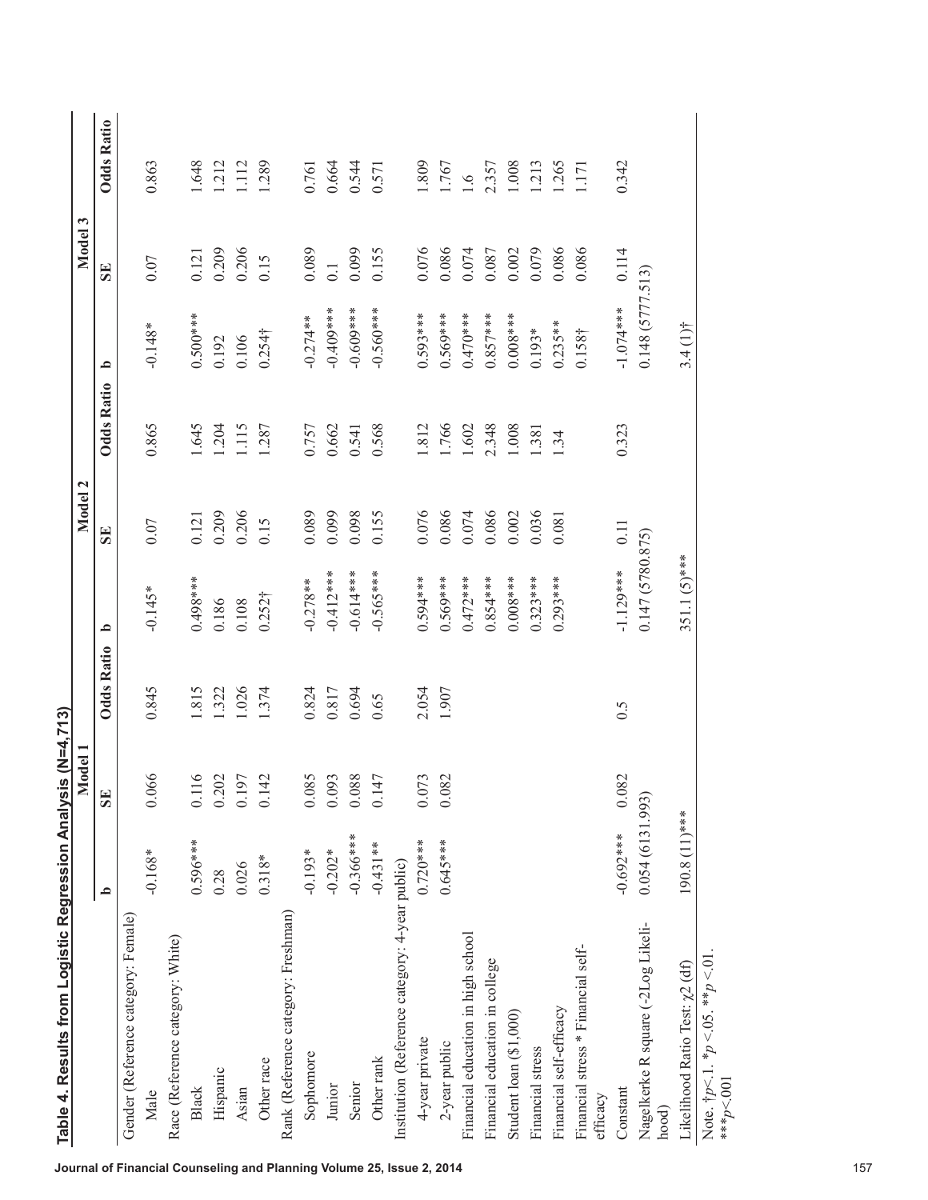**Table 4. Results from Logistic Regression Analysis (N=4,713)**

| | Model 1 | | | Model 2 | | | Model 3 | | |
|---|---|---|---|---|---|---|---|---|---|
| | b | SE | Odds Ratio | b | SE | Odds Ratio | b | SE | Odds Ratio |
| Gender (Reference category: Female) | | | | | | | | | |
| Male | -0.168* | 0.066 | 0.845 | -0.145* | 0.07 | 0.865 | -0.148* | 0.07 | 0.863 |
| Race (Reference category: White) | | | | | | | | | |
| Black | 0.596*** | 0.116 | 1.815 | 0.498*** | 0.121 | 1.645 | 0.500*** | 0.121 | 1.648 |
| Hispanic | 0.28 | 0.202 | 1.322 | 0.186 | 0.209 | 1.204 | 0.192 | 0.209 | 1.212 |
| Asian | 0.026 | 0.197 | 1.026 | 0.108 | 0.206 | 1.115 | 0.106 | 0.206 | 1.112 |
| Other race | 0.318* | 0.142 | 1.374 | 0.252† | 0.15 | 1.287 | 0.254† | 0.15 | 1.289 |
| Rank (Reference category: Freshman) | | | | | | | | | |
| Sophomore | -0.193* | 0.085 | 0.824 | -0.278** | 0.089 | 0.757 | -0.274** | 0.089 | 0.761 |
| Junior | -0.202* | 0.093 | 0.817 | -0.412*** | 0.099 | 0.662 | -0.409*** | 0.1 | 0.664 |
| Senior | -0.366*** | 0.088 | 0.694 | -0.614*** | 0.098 | 0.541 | -0.609*** | 0.099 | 0.544 |
| Other rank | -0.431** | 0.147 | 0.65 | -0.565*** | 0.155 | 0.568 | -0.560*** | 0.155 | 0.571 |
| Institution (Reference category: 4-year public) | | | | | | | | | |
| 4-year private | 0.720*** | 0.073 | 2.054 | 0.594*** | 0.076 | 1.812 | 0.593*** | 0.076 | 1.809 |
| 2-year public | 0.645*** | 0.082 | 1.907 | 0.569*** | 0.086 | 1.766 | 0.569*** | 0.086 | 1.767 |
| Financial education in high school | | | | 0.472*** | 0.074 | 1.602 | 0.470*** | 0.074 | 1.6 |
| Financial education in college | | | | 0.854*** | 0.086 | 2.348 | 0.857*** | 0.087 | 2.357 |
| Student loan ($1,000) | | | | 0.008*** | 0.002 | 1.008 | 0.008*** | 0.002 | 1.008 |
| Financial stress | | | | 0.323*** | 0.036 | 1.381 | 0.193* | 0.079 | 1.213 |
| Financial self-efficacy | | | | 0.293*** | 0.081 | 1.34 | 0.235** | 0.086 | 1.265 |
| Financial stress * Financial self-efficacy | | | | | | | 0.158† | 0.086 | 1.171 |
| Constant | -0.692*** | 0.082 | 0.5 | -1.129*** | 0.11 | 0.323 | -1.074*** | 0.114 | 0.342 |
| Nagelkerke R square (-2Log Likelihood) | 0.054 (6131.993) | | | 0.147 (5780.875) | | | 0.148 (5777.513) | | |
| Likelihood Ratio Test: $\chi 2$ (df) | 190.8 (11)*** | | | 351.1 (5)*** | | | 3.4 (1)† | | |

Note. †$p<.1$. *$p<.05$. **$p<.01$. ***$p<.001$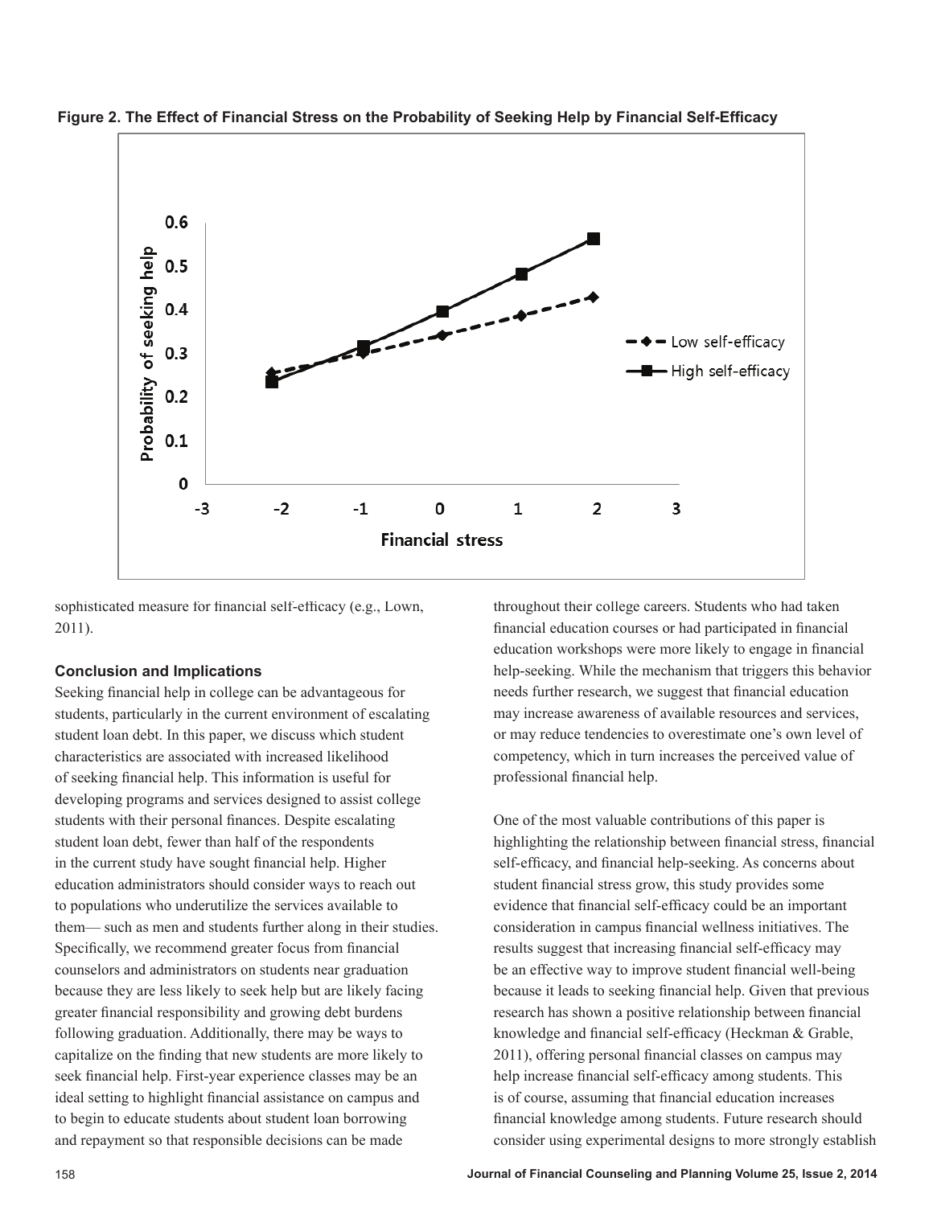**Figure 2. The Effect of Financial Stress on the Probability of Seeking Help by Financial Self-Efficacy**

sophisticated measure for financial self-efficacy (e.g., Lown, 2011).

### Conclusion and Implications

Seeking financial help in college can be advantageous for students, particularly in the current environment of escalating student loan debt. In this paper, we discuss which student characteristics are associated with increased likelihood of seeking financial help. This information is useful for developing programs and services designed to assist college students with their personal finances. Despite escalating student loan debt, fewer than half of the respondents in the current study have sought financial help. Higher education administrators should consider ways to reach out to populations who underutilize the services available to them— such as men and students further along in their studies. Specifically, we recommend greater focus from financial counselors and administrators on students near graduation because they are less likely to seek help but are likely facing greater financial responsibility and growing debt burdens following graduation. Additionally, there may be ways to capitalize on the finding that new students are more likely to seek financial help. First-year experience classes may be an ideal setting to highlight financial assistance on campus and to begin to educate students about student loan borrowing and repayment so that responsible decisions can be made throughout their college careers. Students who had taken financial education courses or had participated in financial education workshops were more likely to engage in financial help-seeking. While the mechanism that triggers this behavior needs further research, we suggest that financial education may increase awareness of available resources and services, or may reduce tendencies to overestimate one's own level of competency, which in turn increases the perceived value of professional financial help.

One of the most valuable contributions of this paper is highlighting the relationship between financial stress, financial self-efficacy, and financial help-seeking. As concerns about student financial stress grow, this study provides some evidence that financial self-efficacy could be an important consideration in campus financial wellness initiatives. The results suggest that increasing financial self-efficacy may be an effective way to improve student financial well-being because it leads to seeking financial help. Given that previous research has shown a positive relationship between financial knowledge and financial self-efficacy (Heckman & Grable, 2011), offering personal financial classes on campus may help increase financial self-efficacy among students. This is of course, assuming that financial education increases financial knowledge among students. Future research should consider using experimental designs to more strongly establish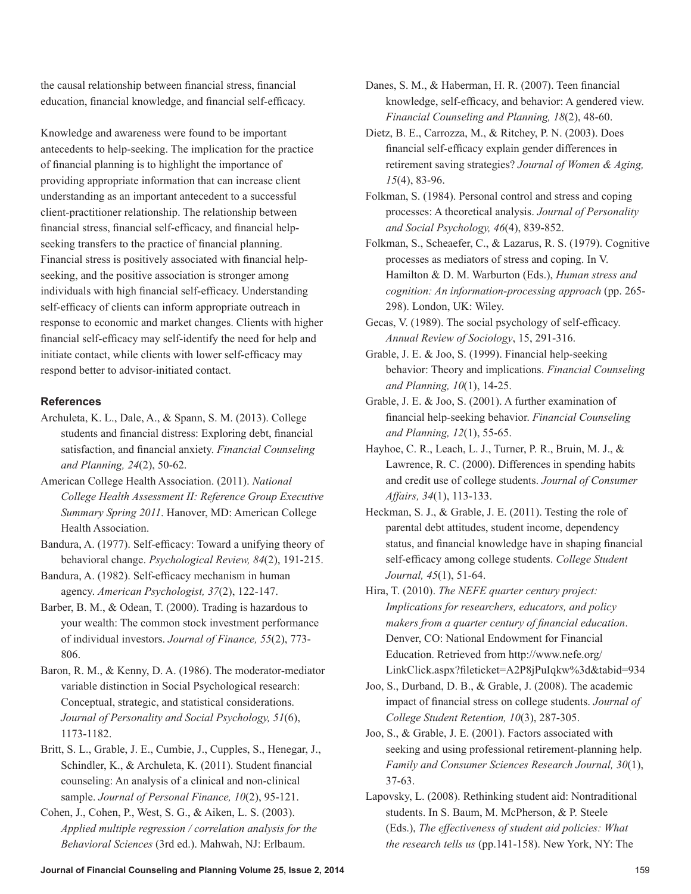the causal relationship between financial stress, financial education, financial knowledge, and financial self-efficacy.

Knowledge and awareness were found to be important antecedents to help-seeking. The implication for the practice of financial planning is to highlight the importance of providing appropriate information that can increase client understanding as an important antecedent to a successful client-practitioner relationship. The relationship between financial stress, financial self-efficacy, and financial help-seeking transfers to the practice of financial planning. Financial stress is positively associated with financial help-seeking, and the positive association is stronger among individuals with high financial self-efficacy. Understanding self-efficacy of clients can inform appropriate outreach in response to economic and market changes. Clients with higher financial self-efficacy may self-identify the need for help and initiate contact, while clients with lower self-efficacy may respond better to advisor-initiated contact.

### References

Archuleta, K. L., Dale, A., & Spann, S. M. (2013). College students and financial distress: Exploring debt, financial satisfaction, and financial anxiety. *Financial Counseling and Planning, 24*(2), 50-62.

American College Health Association. (2011). *National College Health Assessment II: Reference Group Executive Summary Spring 2011*. Hanover, MD: American College Health Association.

Bandura, A. (1977). Self-efficacy: Toward a unifying theory of behavioral change. *Psychological Review, 84*(2), 191-215.

Bandura, A. (1982). Self-efficacy mechanism in human agency. *American Psychologist, 37*(2), 122-147.

Barber, B. M., & Odean, T. (2000). Trading is hazardous to your wealth: The common stock investment performance of individual investors. *Journal of Finance, 55*(2), 773-806.

Baron, R. M., & Kenny, D. A. (1986). The moderator-mediator variable distinction in Social Psychological research: Conceptual, strategic, and statistical considerations. *Journal of Personality and Social Psychology, 51*(6), 1173-1182.

Britt, S. L., Grable, J. E., Cumbie, J., Cupples, S., Henegar, J., Schindler, K., & Archuleta, K. (2011). Student financial counseling: An analysis of a clinical and non-clinical sample. *Journal of Personal Finance, 10*(2), 95-121.

Cohen, J., Cohen, P., West, S. G., & Aiken, L. S. (2003). *Applied multiple regression / correlation analysis for the Behavioral Sciences* (3rd ed.). Mahwah, NJ: Erlbaum.

Danes, S. M., & Haberman, H. R. (2007). Teen financial knowledge, self-efficacy, and behavior: A gendered view. *Financial Counseling and Planning, 18*(2), 48-60.

Dietz, B. E., Carrozza, M., & Ritchey, P. N. (2003). Does financial self-efficacy explain gender differences in retirement saving strategies? *Journal of Women & Aging, 15*(4), 83-96.

Folkman, S. (1984). Personal control and stress and coping processes: A theoretical analysis. *Journal of Personality and Social Psychology, 46*(4), 839-852.

Folkman, S., Scheaefer, C., & Lazarus, R. S. (1979). Cognitive processes as mediators of stress and coping. In V. Hamilton & D. M. Warburton (Eds.), *Human stress and cognition: An information-processing approach* (pp. 265-298). London, UK: Wiley.

Gecas, V. (1989). The social psychology of self-efficacy. *Annual Review of Sociology*, 15, 291-316.

Grable, J. E. & Joo, S. (1999). Financial help-seeking behavior: Theory and implications. *Financial Counseling and Planning, 10*(1), 14-25.

Grable, J. E. & Joo, S. (2001). A further examination of financial help-seeking behavior. *Financial Counseling and Planning, 12*(1), 55-65.

Hayhoe, C. R., Leach, L. J., Turner, P. R., Bruin, M. J., & Lawrence, R. C. (2000). Differences in spending habits and credit use of college students. *Journal of Consumer Affairs, 34*(1), 113-133.

Heckman, S. J., & Grable, J. E. (2011). Testing the role of parental debt attitudes, student income, dependency status, and financial knowledge have in shaping financial self-efficacy among college students. *College Student Journal, 45*(1), 51-64.

Hira, T. (2010). *The NEFE quarter century project: Implications for researchers, educators, and policy makers from a quarter century of financial education*. Denver, CO: National Endowment for Financial Education. Retrieved from http://www.nefe.org/LinkClick.aspx?fileticket=A2P8jPuIqkw%3d&tabid=934

Joo, S., Durband, D. B., & Grable, J. (2008). The academic impact of financial stress on college students. *Journal of College Student Retention, 10*(3), 287-305.

Joo, S., & Grable, J. E. (2001). Factors associated with seeking and using professional retirement-planning help. *Family and Consumer Sciences Research Journal, 30*(1), 37-63.

Lapovsky, L. (2008). Rethinking student aid: Nontraditional students. In S Baum, M. McPherson, & P. Steele (Eds.), *The effectiveness of student aid policies: What the research tells us* (pp.141-158). New York, NY: The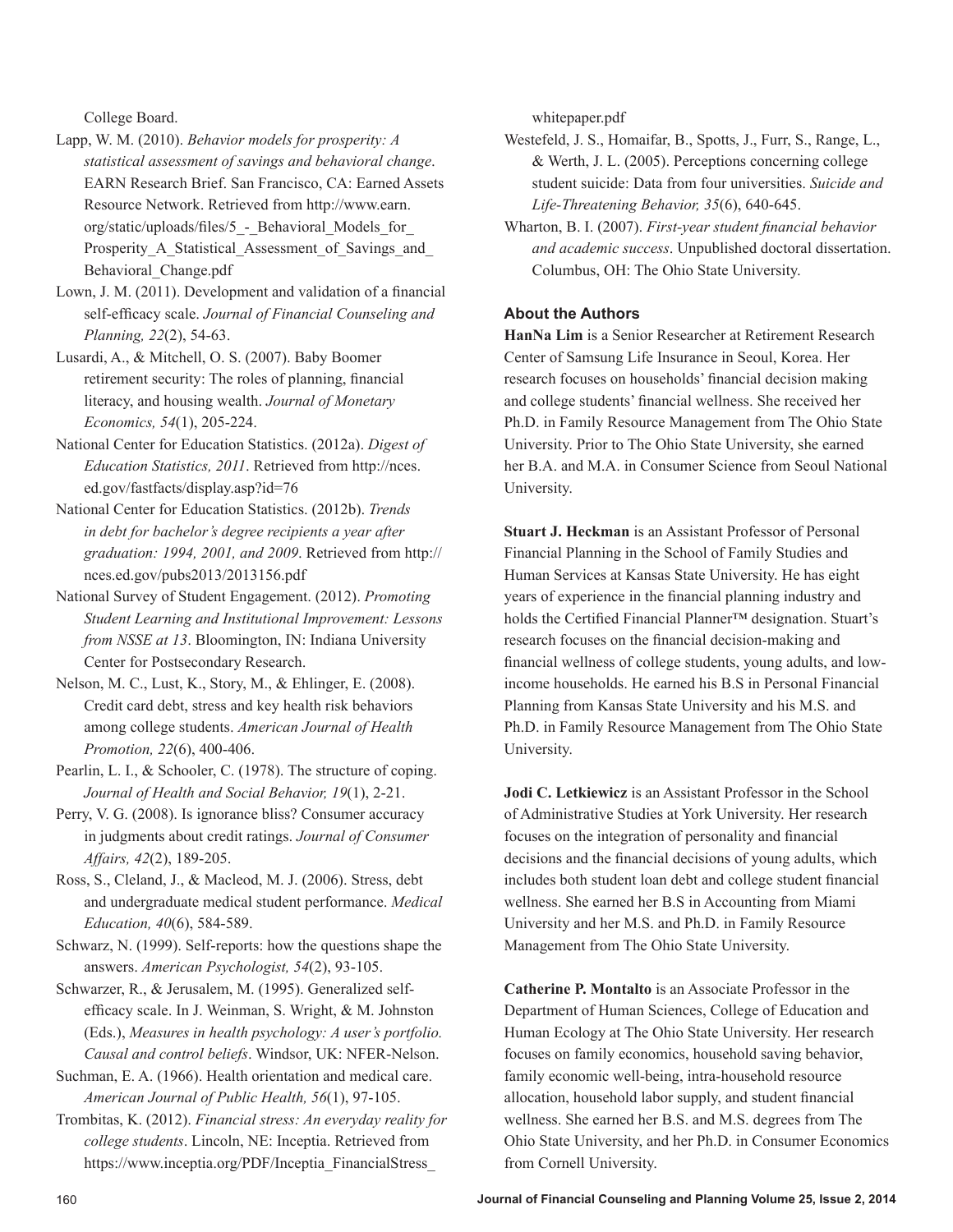College Board.

Lapp, W. M. (2010). *Behavior models for prosperity: A statistical assessment of savings and behavioral change*. EARN Research Brief. San Francisco, CA: Earned Assets Resource Network. Retrieved from http://www.earn.org/static/uploads/files/5_-_Behavioral_Models_for_Prosperity_A_Statistical_Assessment_of_Savings_and_Behavioral_Change.pdf

Lown, J. M. (2011). Development and validation of a financial self-efficacy scale. *Journal of Financial Counseling and Planning, 22*(2), 54-63.

Lusardi, A., & Mitchell, O. S. (2007). Baby Boomer retirement security: The roles of planning, financial literacy, and housing wealth. *Journal of Monetary Economics, 54*(1), 205-224.

National Center for Education Statistics. (2012a). *Digest of Education Statistics, 2011*. Retrieved from http://nces.ed.gov/fastfacts/display.asp?id=76

National Center for Education Statistics. (2012b). *Trends in debt for bachelor's degree recipients a year after graduation: 1994, 2001, and 2009*. Retrieved from http://nces.ed.gov/pubs2013/2013156.pdf

National Survey of Student Engagement. (2012). *Promoting Student Learning and Institutional Improvement: Lessons from NSSE at 13*. Bloomington, IN: Indiana University Center for Postsecondary Research.

Nelson, M. C., Lust, K., Story, M., & Ehlinger, E. (2008). Credit card debt, stress and key health risk behaviors among college students. *American Journal of Health Promotion, 22*(6), 400-406.

Pearlin, L. I., & Schooler, C. (1978). The structure of coping. *Journal of Health and Social Behavior, 19*(1), 2-21.

Perry, V. G. (2008). Is ignorance bliss? Consumer accuracy in judgments about credit ratings. *Journal of Consumer Affairs, 42*(2), 189-205.

Ross, S., Cleland, J., & Macleod, M. J. (2006). Stress, debt and undergraduate medical student performance. *Medical Education, 40*(6), 584-589.

Schwarz, N. (1999). Self-reports: how the questions shape the answers. *American Psychologist, 54*(2), 93-105.

Schwarzer, R., & Jerusalem, M. (1995). Generalized self-efficacy scale. In J. Weinman, S. Wright, & M. Johnston (Eds.), *Measures in health psychology: A user's portfolio. Causal and control beliefs*. Windsor, UK: NFER-Nelson.

Suchman, E. A. (1966). Health orientation and medical care. *American Journal of Public Health, 56*(1), 97-105.

Trombitas, K. (2012). *Financial stress: An everyday reality for college students*. Lincoln, NE: Inceptia. Retrieved from https://www.inceptia.org/PDF/Inceptia_FinancialStress_whitepaper.pdf

Westefeld, J. S., Homaifar, B., Spotts, J., Furr, S., Range, L., & Werth, J. L. (2005). Perceptions concerning college student suicide: Data from four universities. *Suicide and Life-Threatening Behavior, 35*(6), 640-645.

Wharton, B. I. (2007). *First-year student financial behavior and academic success*. Unpublished doctoral dissertation. Columbus, OH: The Ohio State University.

### About the Authors

**HanNa Lim** is a Senior Researcher at Retirement Research Center of Samsung Life Insurance in Seoul, Korea. Her research focuses on households' financial decision making and college students' financial wellness. She received her Ph.D. in Family Resource Management from The Ohio State University. Prior to The Ohio State University, she earned her B.A. and M.A. in Consumer Science from Seoul National University.

**Stuart J. Heckman** is an Assistant Professor of Personal Financial Planning in the School of Family Studies and Human Services at Kansas State University. He has eight years of experience in the financial planning industry and holds the Certified Financial Planner™ designation. Stuart's research focuses on the financial decision-making and financial wellness of college students, young adults, and low-income households. He earned his B.S in Personal Financial Planning from Kansas State University and his M.S. and Ph.D. in Family Resource Management from The Ohio State University.

**Jodi C. Letkiewicz** is an Assistant Professor in the School of Administrative Studies at York University. Her research focuses on the integration of personality and financial decisions and the financial decisions of young adults, which includes both student loan debt and college student financial wellness. She earned her B.S in Accounting from Miami University and her M.S. and Ph.D. in Family Resource Management from The Ohio State University.

**Catherine P. Montalto** is an Associate Professor in the Department of Human Sciences, College of Education and Human Ecology at The Ohio State University. Her research focuses on family economics, household saving behavior, family economic well-being, intra-household resource allocation, household labor supply, and student financial wellness. She earned her B.S. and M.S. degrees from The Ohio State University, and her Ph.D. in Consumer Economics from Cornell University.